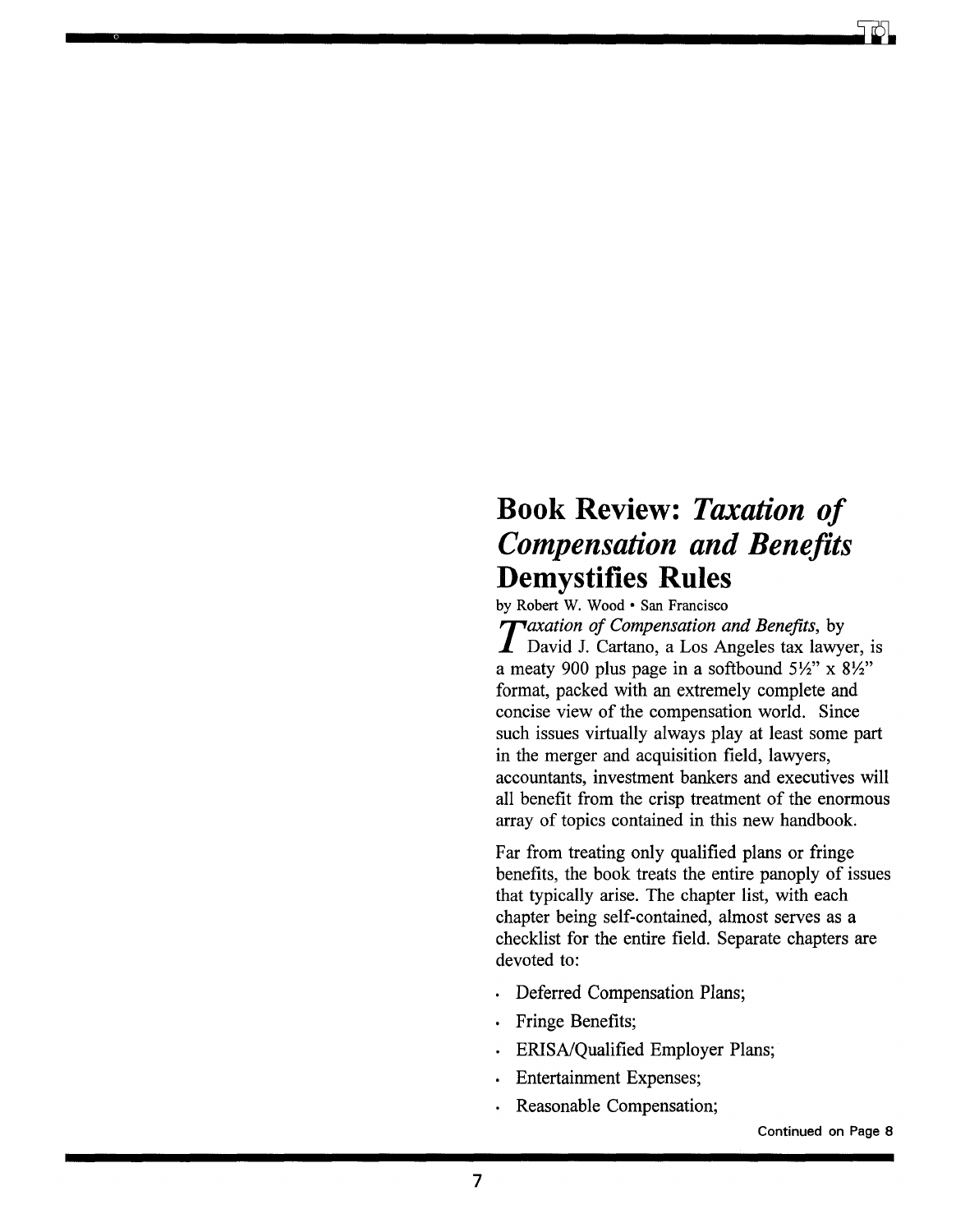# Book Review: *Taxation of Compensation and Benefits* Demystifies Rules

by Robert W. Wood • San Francisco

*Taxation of Compensation and Benefits*, by David J. Cartano, a Los Angeles tax lawyer, is a meaty 900 plus page in a softbound 5½" x 8½" format, packed with an extremely complete and concise view of the compensation world. Since such issues virtually always play at least some part in the merger and acquisition field, lawyers, accountants, investment bankers and executives will all benefit from the crisp treatment of the enormous array of topics contained in this new handbook.

Far from treating only qualified plans or fringe benefits, the book treats the entire panoply of issues that typically arise. The chapter list, with each chapter being self-contained, almost serves as a checklist for the entire field. Separate chapters are devoted to:

- Deferred Compensation Plans;
- Fringe Benefits;
- ERISA/Qualified Employer Plans;
- Entertainment Expenses;
- Reasonable Compensation;

Continued on Page 8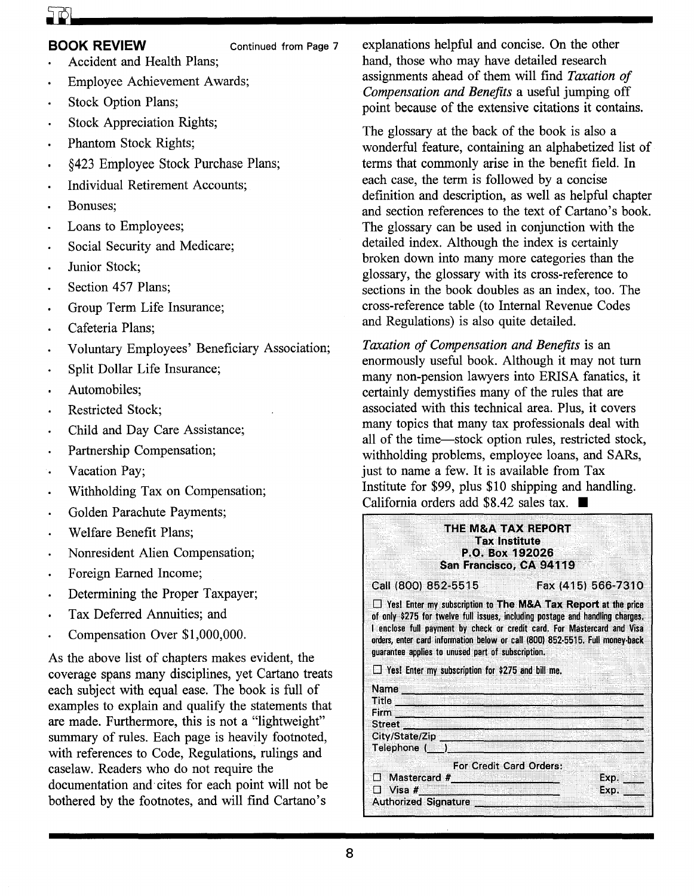**BOOK REVIEW** Continued from Page 7

- Accident and Health Plans;
- Employee Achievement Awards;
- Stock Option Plans;
- Stock Appreciation Rights;
- Phantom Stock Rights;
- §423 Employee Stock Purchase Plans;
- Individual Retirement Accounts;
- Bonuses;
- Loans to Employees;
- Social Security and Medicare;
- Junior Stock;
- Section 457 Plans;
- Group Term Life Insurance;
- Cafeteria Plans;
- Voluntary Employees' Beneficiary Association;
- Split Dollar Life Insurance;
- Automobiles;
- Restricted Stock;
- Child and Day Care Assistance;
- Partnership Compensation;
- Vacation Pay;
- Withholding Tax on Compensation;
- Golden Parachute Payments;
- Welfare Benefit Plans;
- Nonresident Alien Compensation;
- Foreign Earned Income;
- Determining the Proper Taxpayer;
- Tax Deferred Annuities; and
- Compensation Over $1,000,000.

As the above list of chapters makes evident, the coverage spans many disciplines, yet Cartano treats each subject with equal ease. The book is full of examples to explain and qualify the statements that are made. Furthermore, this is not a "lightweight" summary of rules. Each page is heavily footnoted, with references to Code, Regulations, rulings and caselaw. Readers who do not require the documentation and cites for each point will not be bothered by the footnotes, and will find Cartano's explanations helpful and concise. On the other hand, those who may have detailed research assignments ahead of them will find *Taxation of Compensation and Benefits* a useful jumping off point because of the extensive citations it contains.

The glossary at the back of the book is also a wonderful feature, containing an alphabetized list of terms that commonly arise in the benefit field. In each case, the term is followed by a concise definition and description, as well as helpful chapter and section references to the text of Cartano's book. The glossary can be used in conjunction with the detailed index. Although the index is certainly broken down into many more categories than the glossary, the glossary with its cross-reference to sections in the book doubles as an index, too. The cross-reference table (to Internal Revenue Codes and Regulations) is also quite detailed.

*Taxation of Compensation and Benefits* is an enormously useful book. Although it may not turn many non-pension lawyers into ERISA fanatics, it certainly demystifies many of the rules that are associated with this technical area. Plus, it covers many topics that many tax professionals deal with all of the time—stock option rules, restricted stock, withholding problems, employee loans, and SARs, just to name a few. It is available from Tax Institute for $99, plus $10 shipping and handling. California orders add $8.42 sales tax. ■

**THE M&A TAX REPORT**
**Tax Institute**
**P.O. Box 192026**
**San Francisco, CA 94119**

Call (800) 852-5515 Fax (415) 566-7310

☐ Yes! Enter my subscription to **The M&A Tax Report** at the price of only $275 for twelve full issues, including postage and handling charges. I enclose full payment by check or credit card. For Mastercard and Visa orders, enter card information below or call (800) 852-5515. Full money-back guarantee applies to unused part of subscription.

☐ Yes! Enter my subscription for $275 and bill me.

Name ____________________
Title ____________________
Firm ____________________
Street ____________________
City/State/Zip ____________________
Telephone (___) ____________________

For Credit Card Orders:

☐ Mastercard # ____________________ Exp. ___
☐ Visa # ____________________ Exp. ___
Authorized Signature ____________________